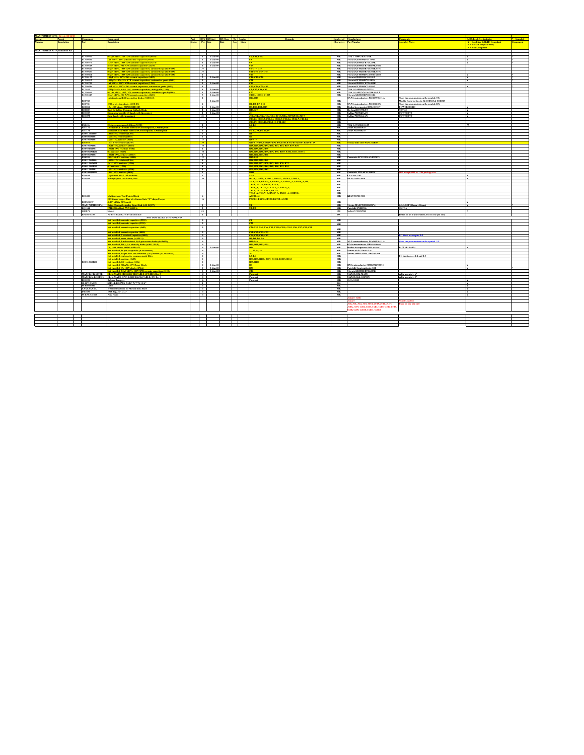**MAX17823H EVKIT - Rev A**

| Parent Number | Parent Description | Component Part | Component Description | Part Status | QTY Per | Eff Start Date | Eff Close Date | To Seq | Analog Store | Remarks | Number of Characters | Manufacturer Part Number | Comments Assembly Notes | RoHS/Lead-free indicator Y = Lead-free & RoHS Compliant R = RoHS Compliant Only N = Non-Compliant | * = Sampled Component |
|---|---|---|---|---|---|---|---|---|---|---|---|---|---|---|---|
| MAX17823H EVKIT | Evaluation Kit | | | | | | | | | | | | | | |
| | | | 0.47µF ±10%, 16V X7R ceramic capacitors (0603) | | 4 | 1-Jan-00 | | | | C1, C50, C102 | OK | TDK C1608X7R1C474K | | Y | |
| | | | 1µF ±10%, 16V X7R ceramic capacitors (0603) | | 1 | 1-Jan-00 | | | | C2 | OK | Murata GRM188R71C105K | | Y | |
| | | | 2.2nF ±10%, 100V X7R ceramic capacitors (1210) | | 1 | 1-Jan-00 | | | | C3 | OK | Murata GRM32DR72A225K | | Y | |
| | | | 4.7µF ±10%, 50V X7R ceramic capacitors (1210) | | 1 | 1-Jan-00 | | | | C22 | OK | Murata GRM32ER71H475KA88 | | | |
| | | | 0.1µF ±10%, 100V X7R ceramic capacitors, automotive grade (0805) | | 17 | | | | | C4–C17, C25 | OK | Murata GCM21BR72A104KA37 | | | |
| | | | 0.1µF ±10%, 100V X7R ceramic capacitors, automotive grade (0805) | | 17 | | | | | C31–C52, C57–C78 | OK | Murata GCM21BR72A104KA37 | | | |
| | | | 0.1µF ±10%, 100V X7R ceramic capacitors, automotive grade (0603) | | 1 | | | | | C24 | OK | Murata GCM188R72A104KA64 | | | |
| | | | 100pF ±5%, 50V C0G ceramic capacitors (0402) | | 3 | 1-Jan-00 | | | | C18, C19, C28 | OK | Murata GRM1555C1H101J | | Y | |
| | | | 1000pF ±10%, 25V X7R ceramic capacitors, automotive grade (0603) | | 1 | | | | | C21 | OK | Murata GCM188R71H102K | | | |
| | | | 1nF ±10%, 100V X7R ceramic capacitors (1206) | | 1 | 1-Jan-00 | | | | C20 | OK | Murata GRM31CR72A105K | | | |
| | | | 10pF ±5%, 50V C0G ceramic capacitors, automotive grade (0603) | | 4 | | | | | C98, C56, C79, C85 | OK | Murata GCM1885C2A100J | | Y | |
| | | | 2200pF ±10%, 630V C0G ceramic capacitors, auto grade (1206) | | 4 | 1-Jan-00 | | | | C1, C97, C98, C83 | OK | TDK CGA5H4C0G2J222J | | | |
| | | | 0.47µF ±10%, 100V X7S ceramic capacitors, automotive grade (0805) | | 1 | 1-Jan-00 | | | | C27 | OK | TDK CGA4J3X7S2A474K | | | |
| | | | 0.1µF ±10%, 50V X7R ceramic capacitors (0603) | | 3 | 1-Jan-00 | | | | C100, C102, C103 | OK | Murata GRM188R71H104K | | | |
| | | | Unidirectional ESD protection diodes (SOD323) | | | | | | | D12, D27 | OK | NXP Semiconductors PESD5V0U1UA | Show the pin numbers on the symbol. TX | | |
| | | | | | | 1-Jan-00 | | | | | OK | | Modify footprint to also fit SOD523 & SOD323 | | |
| | | | ESD protection diodes (SOT-23) | | 4 | | | | | D1, D2, D7, D11 | OK | NXP Semiconductors PESD1CAN | Show the pin numbers on the symbol. RX | | |
| | | | 1A, 100V diodes POWERDI123 | | 4 | 1-Jan-00 | | | | D9, D10, D12, D13 | OK | Diodes Incorporated DFLS1100-7 | POWERDI® 123 | Y | |
| | | | Dual Switching Common Cathode Diode | | 2 | 1-Jan-00 | | | | D14, D29 | OK | On Semi BAV70LT1 | SOT-23 | Y | |
| | | | 18-pin dual row (2x13) headers (0.1in centers) | | 1 | 1-Jan-00 | | | | J5 | OK | Sullins PEC36DAAN | CUT TO FIT | Y | |
| | | | 2-pin headers (0.1in centers) | | 21 | | | | | JU3, JU1, JU2, JU14, JU15, JU16, JU17, JU18, JU19 | OK | Sullins PEC36SAAN | CUT TO FIT | Y | |
| | | | | | | | | | | CELL1, CELL2, CELL3, CELL4, CELL5, CELL6, CELL7, CELL8, | OK | | | | |
| | | | | | | | | | | CELL9, CELL10, CELL11, CELL12 | OK | | | | |
| | | | 2-line common mode filters (SMD) | | 2 | | | | | L1, L2 | OK | TDK ACT45B-101-2P | | ?? | |
| | | | 19-circuit CLIK-Mate Vertical PCB Receptacle, 1.50mm pitch | | 1 | | | | | P1 | OK | Molex 5029461970 | | | |
| | | | 2-circuit CLIK-Mate Vertical PCB Receptacle, 1.50mm pitch | | 6 | | | | | P2, P3, P4, P6, P8, P9 | OK | Molex 5029460270 | | | |
| | | | 100Ω ±5% resistors (1206) | | 1 | | | | | R1 | OK | | | | |
| | | | 1kΩ ±5% resistors (0603) | | 1 | | | | | R2 | OK | | | | |
| | | | 1kΩ ±1% resistors (0603) | | 15 | | | | | R3-R15 | OK | | | | |
| | | | 12Ω, 0.5W resistors (1210) | | 20 | | | | | R16-R27,R35,R44,R57,R92,R96,R100,R102-R104,R107,R111,R129 | OK | Vishay/Dale CRCW201212R0F | | | |
| | | | 10kΩ ±1% resistors (0603) | | 10 | | | | | R28, R29, R36, R37, R68, R61, R64, R69, R75, R76 | OK | | | | |
| | | | 100kΩ ±5% resistors (0402) | | 4 | | | | | R32, R33, R34, R35 | OK | | | | |
| | | | 0Ω resistors (0603) | | 10 | | | | | R36, R37, R38, R39, R79, R99, R105, R106, R113, R114 | OK | | | | |
| | | | 100kΩ ±5% resistors (0603) | | 4 | | | | | R41, R62, R65, R66 | OK | | | | |
| | | | 2.0kΩ ±0.1% resistors (0805) | | 12 | | | | | R42-R53 | OK | Panasonic ERA-6AEB202V | | | |
| | | | 100Ω ±1% resistors (1206) | | 4 | | | | | R54, R59, R81, R85 | OK | | | | |
| | | | 4k.1Ω ±1% resistors (1206) | | 8 | | | | | R55, R58, R77, R78, R67, R68, R70, R72 | OK | | | | |
| | | | 0Ω resistors (1206) | | 9 | | | | | R69, R71, R83, R84, R89, R86, R90, R93, R94 | OK | | | | |
| | | | 1.96kΩ ±1% resistors (1206) | | 4 | | | | | R73, R74, R91, R92 | OK | | | | |
| | | | 10.0Ω ±1% resistor (0805) | | 1 | | | | | R115 | OK | Panasonic ERJ-6ENF10R0V | TOExcept 0805 or 1206 package size | | |
| | | | 12-position SPST DIP switches | | 1 | | | | | SW1 | OK | CTS 206-12ST | | Y | |
| | | | Multipurpose Test Points, Red | | 30 | | | | | HCTS, THRM, VDDL1, VDDL2, VDDL3, VDDL4, | OK | KEYSTONE 5010 | | Y | |
| | | | | | | | | | | VAA, VAA, GPIO1_A, GPIO2_A, GPIO3_A, GPIO4_A, HV, | OK | | | | |
| | | | | | | | | | | TXUP, TXUN, RXUP, RXUN, | OK | | | | |
| | | | | | | | | | | TXLP_A, TXLN_A, RXLP_A, RXLN_A, | OK | | | | |
| | | | | | | | | | | TXLP, TXLN, RXLP, RXLN, | OK | | | | |
| | | | | | | | | | | TXUP_A, TXUN_A, RXUP_A, RXUN_A, SHDNG | OK | | | | |
| | | | Multipurpose Test Points, Black | | 6 | | | | | AGND (x6) | OK | KEYSTONE 5011 | | | |
| | | | 18G tinned copper bus wire formed into "U" shaped loops | | 16 | | | | | PACK+, PACK-, BAT0-BAT12, AGND | | | | | |
| | | | (0.20" off the PC board) | | | | | | | | OK | | | Y | |
| | | | Daisy-Chainable Analog Front End (44L LQFP) | | 1 | | | | | U1 | OK | Maxim MAX17823HGCB/V+ | 64L LQFP (10mm x 10mm) | Y | |
| | | | P-MOSFET Dual P/N SOT23-6 | | 2 | | | | | U2, U3 | OK | Fairchild FDS8958A | SOT23-6 | Y | |
| | | | Shunts | | 21 | | | | | | OK | Sullins STC02SYAN | | | |
| | | | PCB: MAX17823H Evaluation Kit | | 1 | | | | | | OK | | Install on all 2-pin headers, but on one pin only | | |
| | | | **NOT INSTALLED COMPONENTS** | | | | | | | | | | | | |
| | | | Not Installed, ceramic capacitors (2220) | | 0 | | | | | C3 | OK | | | | |
| | | | Not Installed, ceramic capacitor (1210) | | 0 | | | | | C23 | OK | | | | |
| | | | Not installed, ceramic capacitors (0603) | | 0 | | | | | C30-C39, C58, C66, C88, C100, C101, C103, C86, C97, C90, C91 | | | | | |
| | | | | | | | | | | | OK | | | | |
| | | | Not installed, ceramic capacitor (0805) | | 0 | | | | | C61, C62, C92, C93 | OK | | | | |
| | | | Not installed, 3-terminal capacitor (0805) | | 0 | | | | | C95, C99, C88, C82 | OK | | PC Short across pins 1-3 | | |
| | | | Not installed, zener diodes (SOD123) | | 0 | | | | | D3, D4, D5, D6 | OK | | | | |
| | | | Not installed, Unidirectional ESD protection diodes (SOD323) | | 0 | | | | | D19-D26 | OK | NXP Semiconductors PESD5V0U1UA | Show the pin numbers on the symbol. TX | | |
| | | | Not installed, 100V, 1A Schottky diode (SOD123-FL) | | 0 | | | | | D18, D31, D32, D33 | OK | ON Semiconductor MBR1H100SF | | | |
| | | | 1A, 100V diodes POWERDI123 | | 0 | 1-Jan-00 | | | | D30 | OK | Diodes Incorporated DFLS1100-7 | POWERDI® 123 | Y | |
| | | | Not installed, 11-pin receptacles (0.1in centers) | | 0 | | | | | J1, J2, J3, J4 | OK | Samtec SSW-111-01-T-S | | | |
| | | | Not installed, 14-pin dual row shrouded (7x2) header (0.1 in centers) | | 0 | | | | | J6 | OK | Sullins SBH11-PBPC-D07-ST-BK | | | |
| | | | Not installed, Automotive common mode filter | | 0 | | | | | L3, L4 | OK | | PC short across 1-4 and 2-3 | | |
| | | | Not installed, resistors (0603) | | 0 | | | | | R98, R89, R108, R109, R104, R015, R112 | OK | | | | |
| | | | Not installed, 0Ω resistors (1206) | | 0 | | | | | R97, R101 | OK | | | | |
| | | | Not Installed 500mW, 4.3V Zener Diode | | 0 | 1-Jan-00 | | | | D8 | OK | ON Semiconductor MMSZ5229BT1G | | Y | |
| | | | Not Installed 1A, 100V diodes (SMA) | | 0 | 1-Jan-00 | | | | D28 | OK | Fairchild Semiconductor S1B | | Y | |
| | | | Not Installed 2.2µF ±10%, 100V X7R ceramic capacitors (1210) | | 0 | 1-Jan-00 | | | | C26 | OK | Murata GRM32ER72A225K | | | |
| | | MAXCLICK-MATE | CLIK-MATE CROSSOVER CABLE (2-WIRE) Rev 3 | | 2 | | | | | Packout | OK | MAXCLICK-MATE | cable assembly, 6" | | |
| | | MAXCLIK-LOOPBN | CLIK-MATE 2-PIN LOOP-BACK CABLE, 3IN Rev 3 | | 1 | | | | | Packout | OK | MAXCLIK-LOOPBN | cable assembly, 3" | | |
| | | | Rubber Bumpers | | 4 | | | | | Packout | OK | 3M SJ-5003 | | Y | |
| | | | SMALL BROWN 9 5/16" X 7" X 1 1/4" | | 1 | | | | | | OK | | | Y | |
| | | | Label | | 1 | | | | | | OK | | | Y | |
| | | XXXXXXXXX | WEB instructions for Maxim Data Sheet | | 1 | | | | | | OK | | | Y | |
| | | | ESD Bag, 16" x 12" | | 1 | | | | | | OK | | | Y | |
| | | | Pink Foam | | 1 | | | | | | OK | | | Y | |
| | | | | | | | | | | **Jumper Table** | | | | | |
| | | | | | | | | | | Jumper | | | Shunt Location | | |
| | | | | | | | | | | JU3, JU1, JU2, JU13, JU14, JU15, JU16, JU17, JU18, JU19, Cell1, Cell2, Cell3, Cell4, Cell5, Cell6, Cell7, Cell8, Cell9, Cell10, Cell11, Cell12 | | | Place on one pin only | | |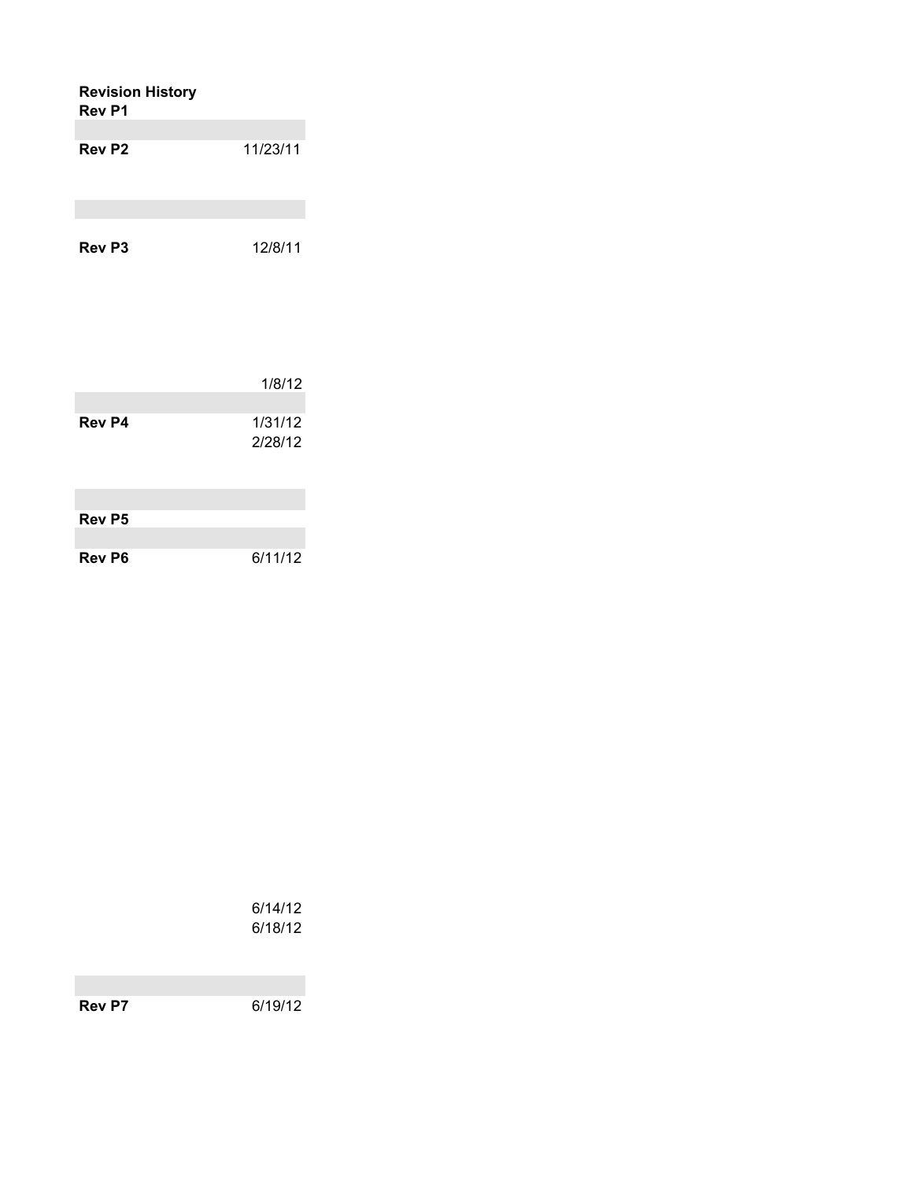**Revision History**

| | |
|---|---|
| **Rev P1** | |
| **Rev P2** | 11/23/11 |
| **Rev P3** | 12/8/11 |
| | 1/8/12 |
| **Rev P4** | 1/31/12 |
| | 2/28/12 |
| **Rev P5** | |
| **Rev P6** | 6/11/12 |
| | 6/14/12 |
| | 6/18/12 |
| **Rev P7** | 6/19/12 |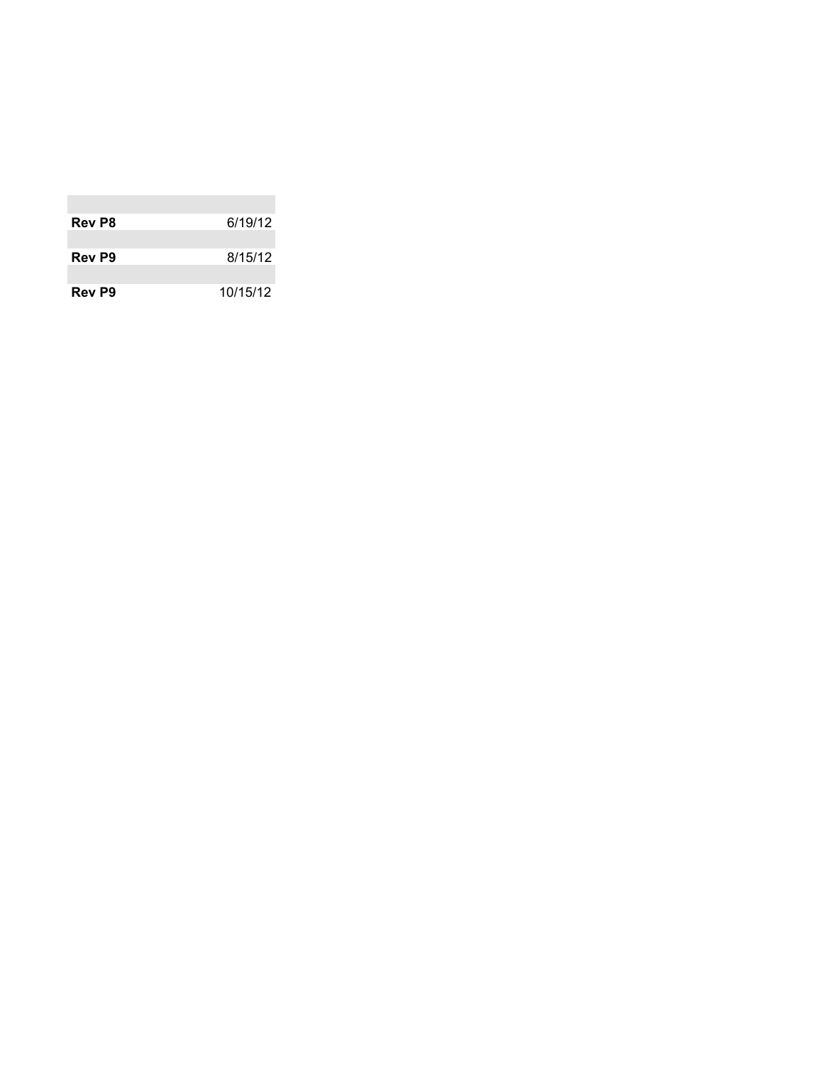| | |
|---|---|
| **Rev P8** | 6/19/12 |
| | |
| **Rev P9** | 8/15/12 |
| | |
| **Rev P9** | 10/15/12 |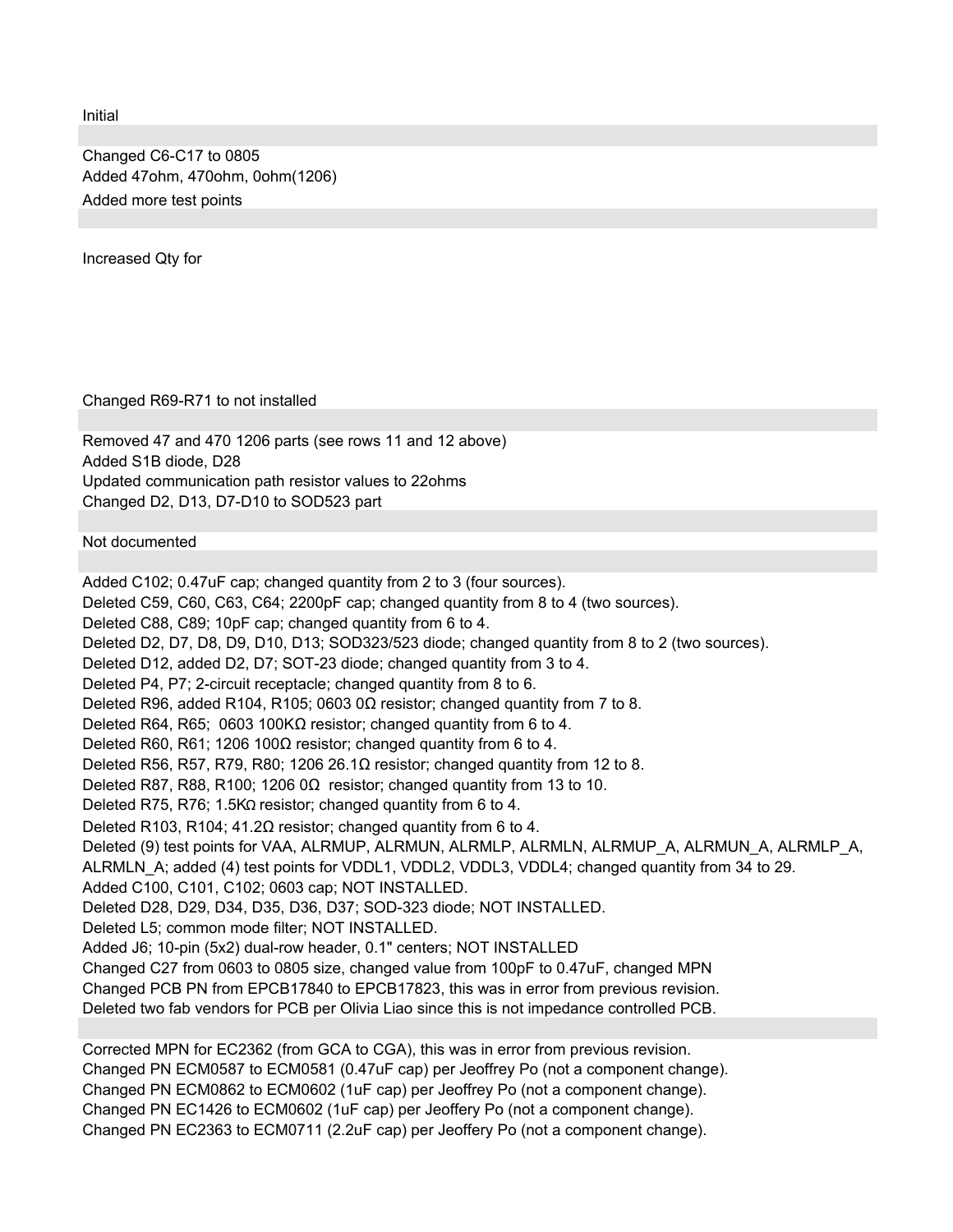Initial

Changed C6-C17 to 0805
Added 47ohm, 470ohm, 0ohm(1206)
Added more test points

Increased Qty for

Changed R69-R71 to not installed

Removed 47 and 470 1206 parts (see rows 11 and 12 above)
Added S1B diode, D28
Updated communication path resistor values to 22ohms
Changed D2, D13, D7-D10 to SOD523 part

Not documented

Added C102; 0.47uF cap; changed quantity from 2 to 3 (four sources).
Deleted C59, C60, C63, C64; 2200pF cap; changed quantity from 8 to 4 (two sources).
Deleted C88, C89; 10pF cap; changed quantity from 6 to 4.
Deleted D2, D7, D8, D9, D10, D13; SOD323/523 diode; changed quantity from 8 to 2 (two sources).
Deleted D12, added D2, D7; SOT-23 diode; changed quantity from 3 to 4.
Deleted P4, P7; 2-circuit receptacle; changed quantity from 8 to 6.
Deleted R96, added R104, R105; 0603 0Ω resistor; changed quantity from 7 to 8.
Deleted R64, R65; 0603 100KΩ resistor; changed quantity from 6 to 4.
Deleted R60, R61; 1206 100Ω resistor; changed quantity from 6 to 4.
Deleted R56, R57, R79, R80; 1206 26.1Ω resistor; changed quantity from 12 to 8.
Deleted R87, R88, R100; 1206 0Ω resistor; changed quantity from 13 to 10.
Deleted R75, R76; 1.5KΩ resistor; changed quantity from 6 to 4.
Deleted R103, R104; 41.2Ω resistor; changed quantity from 6 to 4.
Deleted (9) test points for VAA, ALRMUP, ALRMUN, ALRMLP, ALRMLN, ALRMUP_A, ALRMUN_A, ALRMLP_A, ALRMLN_A; added (4) test points for VDDL1, VDDL2, VDDL3, VDDL4; changed quantity from 34 to 29.
Added C100, C101, C102; 0603 cap; NOT INSTALLED.
Deleted D28, D29, D34, D35, D36, D37; SOD-323 diode; NOT INSTALLED.
Deleted L5; common mode filter; NOT INSTALLED.
Added J6; 10-pin (5x2) dual-row header, 0.1" centers; NOT INSTALLED
Changed C27 from 0603 to 0805 size, changed value from 100pF to 0.47uF, changed MPN
Changed PCB PN from EPCB17840 to EPCB17823, this was in error from previous revision.
Deleted two fab vendors for PCB per Olivia Liao since this is not impedance controlled PCB.

Corrected MPN for EC2362 (from GCA to CGA), this was in error from previous revision.
Changed PN ECM0587 to ECM0581 (0.47uF cap) per Jeoffrey Po (not a component change).
Changed PN ECM0862 to ECM0602 (1uF cap) per Jeoffrey Po (not a component change).
Changed PN EC1426 to ECM0602 (1uF cap) per Jeoffery Po (not a component change).
Changed PN EC2363 to ECM0711 (2.2uF cap) per Jeoffery Po (not a component change).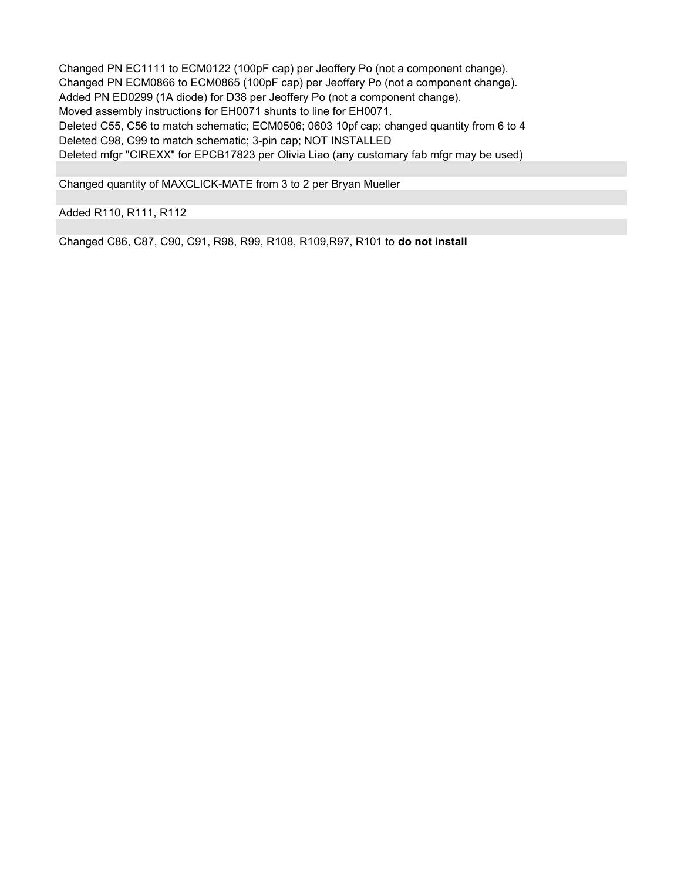Changed PN EC1111 to ECM0122 (100pF cap) per Jeoffery Po (not a component change).
Changed PN ECM0866 to ECM0865 (100pF cap) per Jeoffery Po (not a component change).
Added PN ED0299 (1A diode) for D38 per Jeoffery Po (not a component change).
Moved assembly instructions for EH0071 shunts to line for EH0071.
Deleted C55, C56 to match schematic; ECM0506; 0603 10pf cap; changed quantity from 6 to 4
Deleted C98, C99 to match schematic; 3-pin cap; NOT INSTALLED
Deleted mfgr "CIREXX" for EPCB17823 per Olivia Liao (any customary fab mfgr may be used)

Changed quantity of MAXCLICK-MATE from 3 to 2 per Bryan Mueller

Added R110, R111, R112

Changed C86, C87, C90, C91, R98, R99, R108, R109,R97, R101 to **do not install**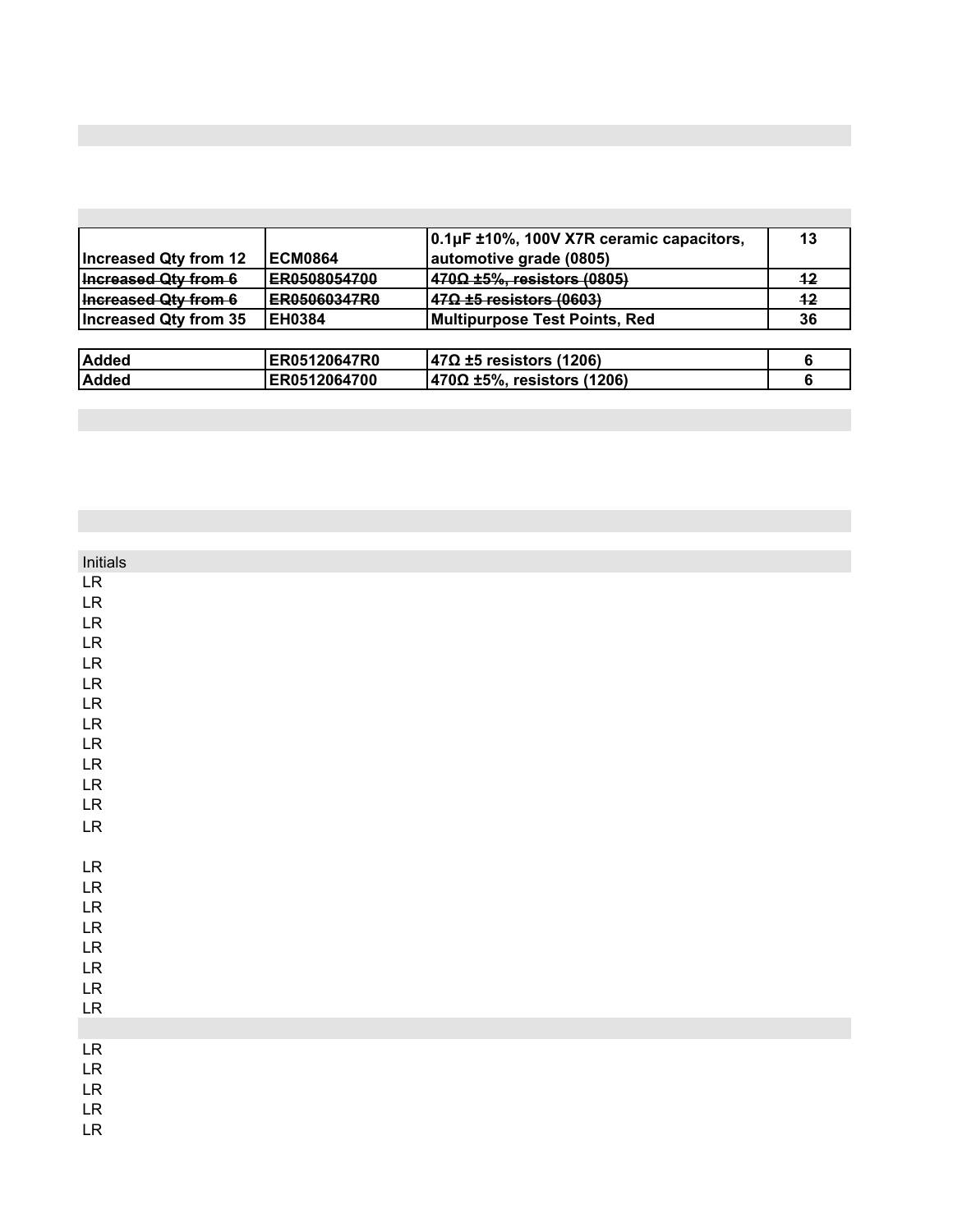| | | | |
|---|---|---|---|
| Increased Qty from 12 | ECM0864 | 0.1µF ±10%, 100V X7R ceramic capacitors, automotive grade (0805) | 13 |
| ~~Increased Qty from 6~~ | ~~ER0508054700~~ | ~~470Ω ±5%, resistors (0805)~~ | ~~12~~ |
| ~~Increased Qty from 6~~ | ~~ER05060347R0~~ | ~~47Ω ±5 resistors (0603)~~ | ~~12~~ |
| Increased Qty from 35 | EH0384 | Multipurpose Test Points, Red | 36 |

| | | | |
|---|---|---|---|
| Added | ER05120647R0 | 47Ω ±5 resistors (1206) | 6 |
| Added | ER0512064700 | 470Ω ±5%, resistors (1206) | 6 |

| Initials |
|---|
| LR |
| LR |
| LR |
| LR |
| LR |
| LR |
| LR |
| LR |
| LR |
| LR |
| LR |
| LR |
| LR |
| |
| LR |
| LR |
| LR |
| LR |
| LR |
| LR |
| LR |
| LR |
| |
| LR |
| LR |
| LR |
| LR |
| LR |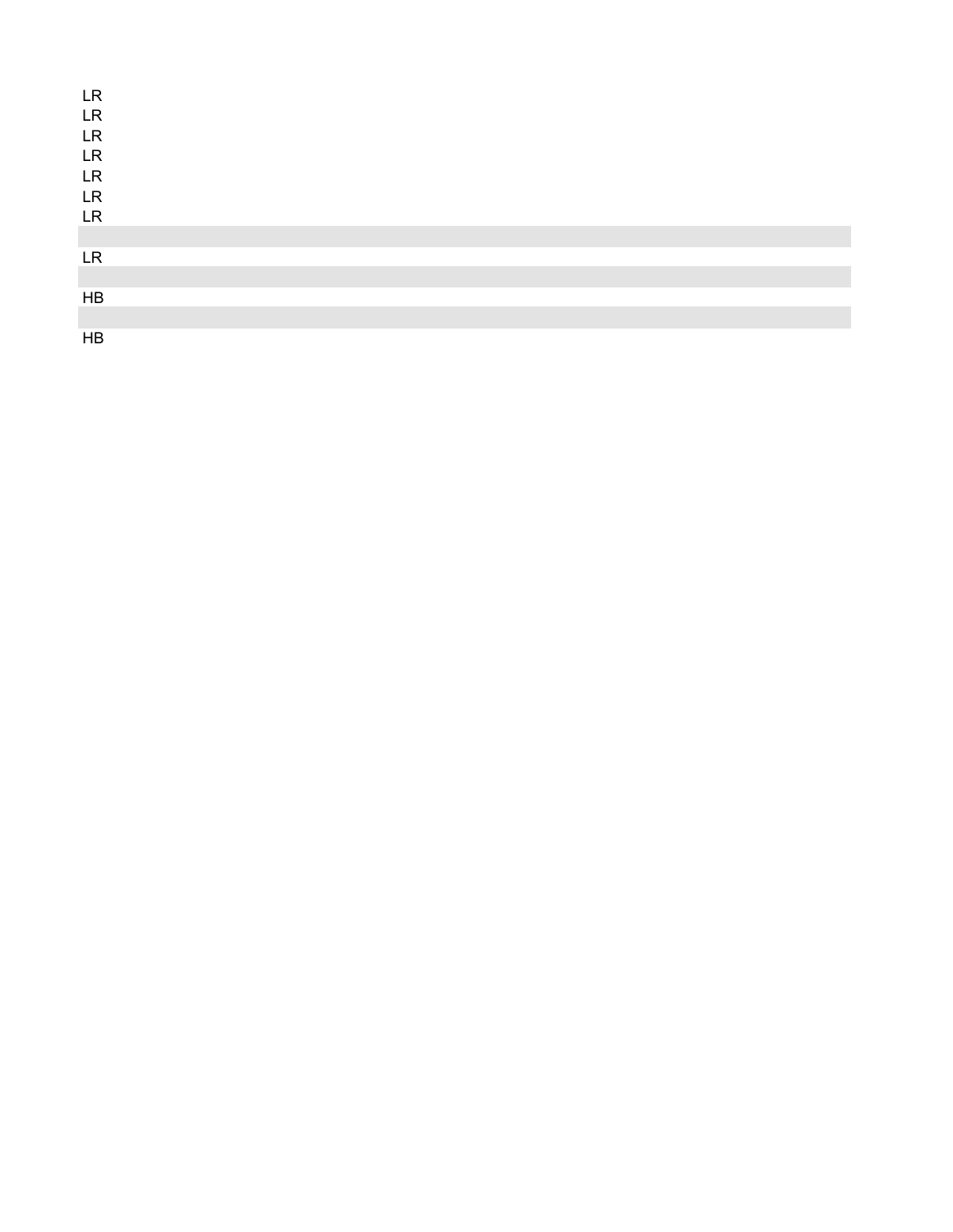LR
LR
LR
LR
LR
LR
LR

LR

HB

HB